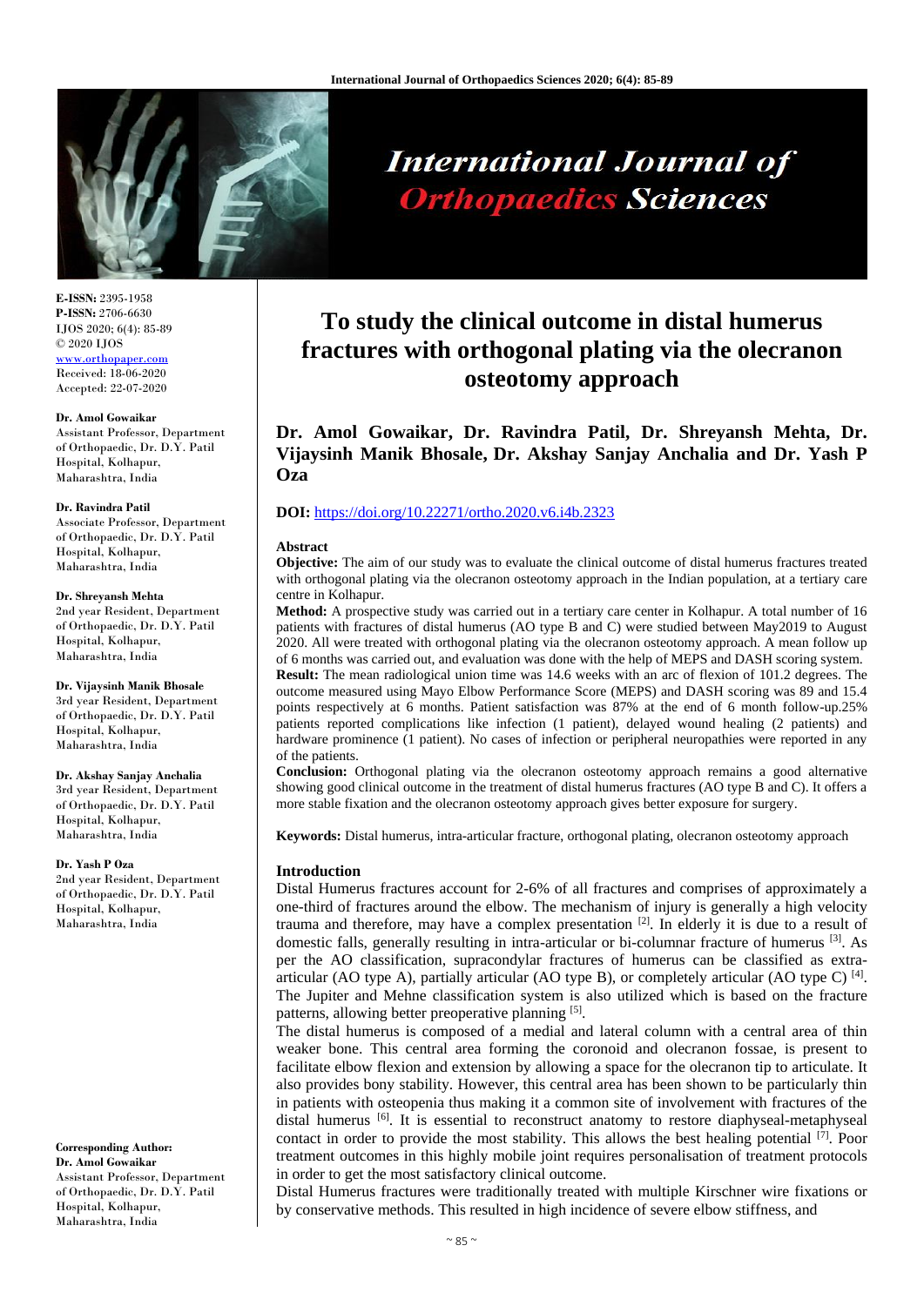E-ISSN: 2395-1958
P-ISSN: 2706-6630
IJOS 2020; 6(4): 85-89
© 2020 IJOS
www.orthopaper.com
Received: 18-06-2020
Accepted: 22-07-2020

**Dr. Amol Gowaikar**
Assistant Professor, Department of Orthopaedic, Dr. D.Y. Patil Hospital, Kolhapur, Maharashtra, India

**Dr. Ravindra Patil**
Associate Professor, Department of Orthopaedic, Dr. D.Y. Patil Hospital, Kolhapur, Maharashtra, India

**Dr. Shreyansh Mehta**
2nd year Resident, Department of Orthopaedic, Dr. D.Y. Patil Hospital, Kolhapur, Maharashtra, India

**Dr. Vijaysinh Manik Bhosale**
3rd year Resident, Department of Orthopaedic, Dr. D.Y. Patil Hospital, Kolhapur, Maharashtra, India

**Dr. Akshay Sanjay Anchalia**
3rd year Resident, Department of Orthopaedic, Dr. D.Y. Patil Hospital, Kolhapur, Maharashtra, India

**Dr. Yash P Oza**
2nd year Resident, Department of Orthopaedic, Dr. D.Y. Patil Hospital, Kolhapur, Maharashtra, India

**Corresponding Author:**
**Dr. Amol Gowaikar**
Assistant Professor, Department of Orthopaedic, Dr. D.Y. Patil Hospital, Kolhapur, Maharashtra, India

# To study the clinical outcome in distal humerus fractures with orthogonal plating via the olecranon osteotomy approach

**Dr. Amol Gowaikar, Dr. Ravindra Patil, Dr. Shreyansh Mehta, Dr. Vijaysinh Manik Bhosale, Dr. Akshay Sanjay Anchalia and Dr. Yash P Oza**

**DOI:** https://doi.org/10.22271/ortho.2020.v6.i4b.2323

## Abstract

**Objective:** The aim of our study was to evaluate the clinical outcome of distal humerus fractures treated with orthogonal plating via the olecranon osteotomy approach in the Indian population, at a tertiary care centre in Kolhapur.

**Method:** A prospective study was carried out in a tertiary care center in Kolhapur. A total number of 16 patients with fractures of distal humerus (AO type B and C) were studied between May2019 to August 2020. All were treated with orthogonal plating via the olecranon osteotomy approach. A mean follow up of 6 months was carried out, and evaluation was done with the help of MEPS and DASH scoring system.

**Result:** The mean radiological union time was 14.6 weeks with an arc of flexion of 101.2 degrees. The outcome measured using Mayo Elbow Performance Score (MEPS) and DASH scoring was 89 and 15.4 points respectively at 6 months. Patient satisfaction was 87% at the end of 6 month follow-up.25% patients reported complications like infection (1 patient), delayed wound healing (2 patients) and hardware prominence (1 patient). No cases of infection or peripheral neuropathies were reported in any of the patients.

**Conclusion:** Orthogonal plating via the olecranon osteotomy approach remains a good alternative showing good clinical outcome in the treatment of distal humerus fractures (AO type B and C). It offers a more stable fixation and the olecranon osteotomy approach gives better exposure for surgery.

**Keywords:** Distal humerus, intra-articular fracture, orthogonal plating, olecranon osteotomy approach

## Introduction

Distal Humerus fractures account for 2-6% of all fractures and comprises of approximately a one-third of fractures around the elbow. The mechanism of injury is generally a high velocity trauma and therefore, may have a complex presentation [2]. In elderly it is due to a result of domestic falls, generally resulting in intra-articular or bi-columnar fracture of humerus [3]. As per the AO classification, supracondylar fractures of humerus can be classified as extra-articular (AO type A), partially articular (AO type B), or completely articular (AO type C) [4]. The Jupiter and Mehne classification system is also utilized which is based on the fracture patterns, allowing better preoperative planning [5].

The distal humerus is composed of a medial and lateral column with a central area of thin weaker bone. This central area forming the coronoid and olecranon fossae, is present to facilitate elbow flexion and extension by allowing a space for the olecranon tip to articulate. It also provides bony stability. However, this central area has been shown to be particularly thin in patients with osteopenia thus making it a common site of involvement with fractures of the distal humerus [6]. It is essential to reconstruct anatomy to restore diaphyseal-metaphyseal contact in order to provide the most stability. This allows the best healing potential [7]. Poor treatment outcomes in this highly mobile joint requires personalisation of treatment protocols in order to get the most satisfactory clinical outcome.

Distal Humerus fractures were traditionally treated with multiple Kirschner wire fixations or by conservative methods. This resulted in high incidence of severe elbow stiffness, and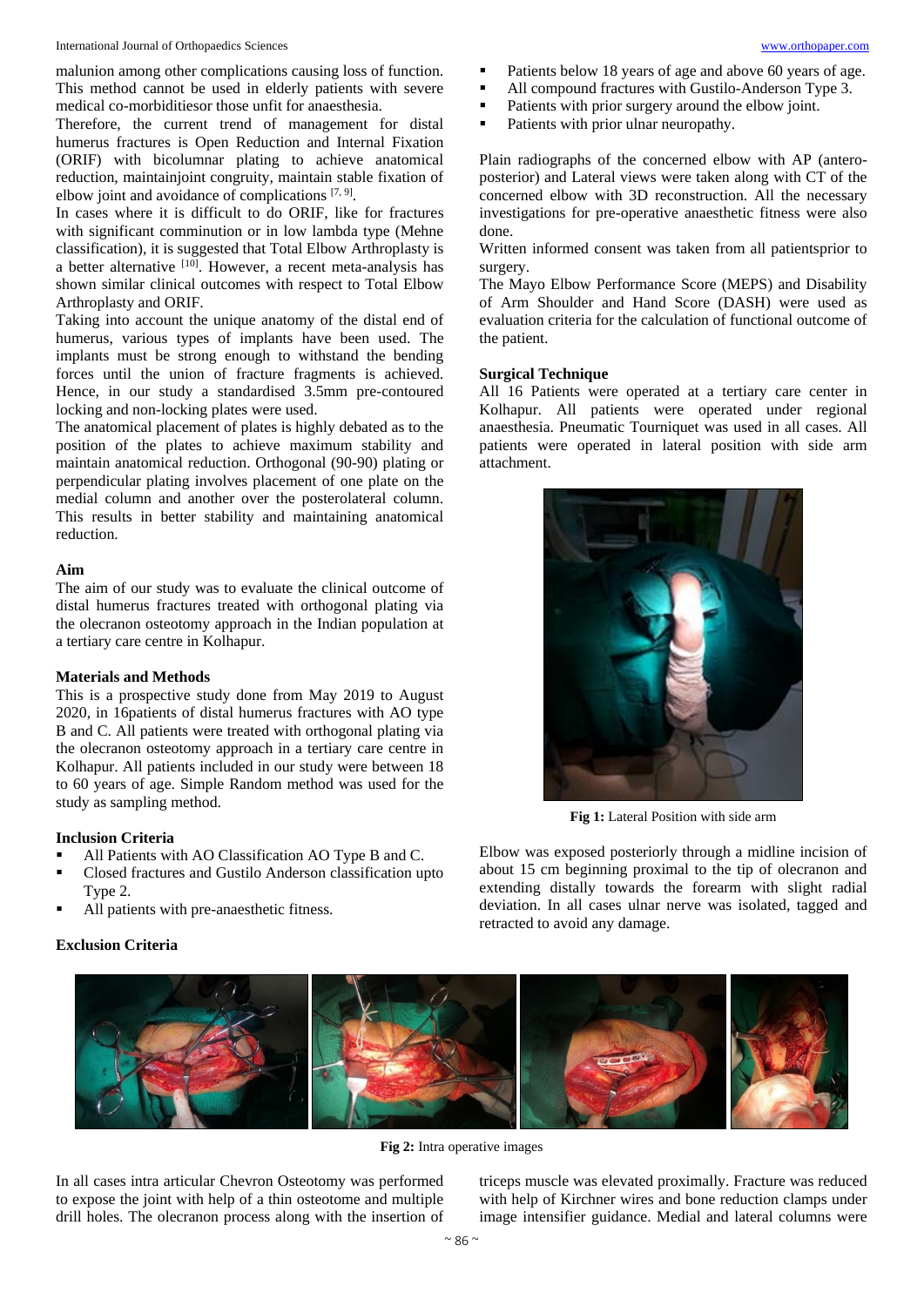malunion among other complications causing loss of function. This method cannot be used in elderly patients with severe medical co-morbiditiesor those unfit for anaesthesia.

Therefore, the current trend of management for distal humerus fractures is Open Reduction and Internal Fixation (ORIF) with bicolumnar plating to achieve anatomical reduction, maintainjoint congruity, maintain stable fixation of elbow joint and avoidance of complications [7, 9].

In cases where it is difficult to do ORIF, like for fractures with significant comminution or in low lambda type (Mehne classification), it is suggested that Total Elbow Arthroplasty is a better alternative [10]. However, a recent meta-analysis has shown similar clinical outcomes with respect to Total Elbow Arthroplasty and ORIF.

Taking into account the unique anatomy of the distal end of humerus, various types of implants have been used. The implants must be strong enough to withstand the bending forces until the union of fracture fragments is achieved. Hence, in our study a standardised 3.5mm pre-contoured locking and non-locking plates were used.

The anatomical placement of plates is highly debated as to the position of the plates to achieve maximum stability and maintain anatomical reduction. Orthogonal (90-90) plating or perpendicular plating involves placement of one plate on the medial column and another over the posterolateral column. This results in better stability and maintaining anatomical reduction.

### Aim

The aim of our study was to evaluate the clinical outcome of distal humerus fractures treated with orthogonal plating via the olecranon osteotomy approach in the Indian population at a tertiary care centre in Kolhapur.

### Materials and Methods

This is a prospective study done from May 2019 to August 2020, in 16patients of distal humerus fractures with AO type B and C. All patients were treated with orthogonal plating via the olecranon osteotomy approach in a tertiary care centre in Kolhapur. All patients included in our study were between 18 to 60 years of age. Simple Random method was used for the study as sampling method.

### Inclusion Criteria

- All Patients with AO Classification AO Type B and C.
- Closed fractures and Gustilo Anderson classification upto Type 2.
- All patients with pre-anaesthetic fitness.

### Exclusion Criteria

- Patients below 18 years of age and above 60 years of age.
- All compound fractures with Gustilo-Anderson Type 3.
- Patients with prior surgery around the elbow joint.
- Patients with prior ulnar neuropathy.

Plain radiographs of the concerned elbow with AP (antero-posterior) and Lateral views were taken along with CT of the concerned elbow with 3D reconstruction. All the necessary investigations for pre-operative anaesthetic fitness were also done.

Written informed consent was taken from all patientsprior to surgery.

The Mayo Elbow Performance Score (MEPS) and Disability of Arm Shoulder and Hand Score (DASH) were used as evaluation criteria for the calculation of functional outcome of the patient.

### Surgical Technique

All 16 Patients were operated at a tertiary care center in Kolhapur. All patients were operated under regional anaesthesia. Pneumatic Tourniquet was used in all cases. All patients were operated in lateral position with side arm attachment.

**Fig 1:** Lateral Position with side arm

Elbow was exposed posteriorly through a midline incision of about 15 cm beginning proximal to the tip of olecranon and extending distally towards the forearm with slight radial deviation. In all cases ulnar nerve was isolated, tagged and retracted to avoid any damage.

**Fig 2:** Intra operative images

In all cases intra articular Chevron Osteotomy was performed to expose the joint with help of a thin osteotome and multiple drill holes. The olecranon process along with the insertion of triceps muscle was elevated proximally. Fracture was reduced with help of Kirchner wires and bone reduction clamps under image intensifier guidance. Medial and lateral columns were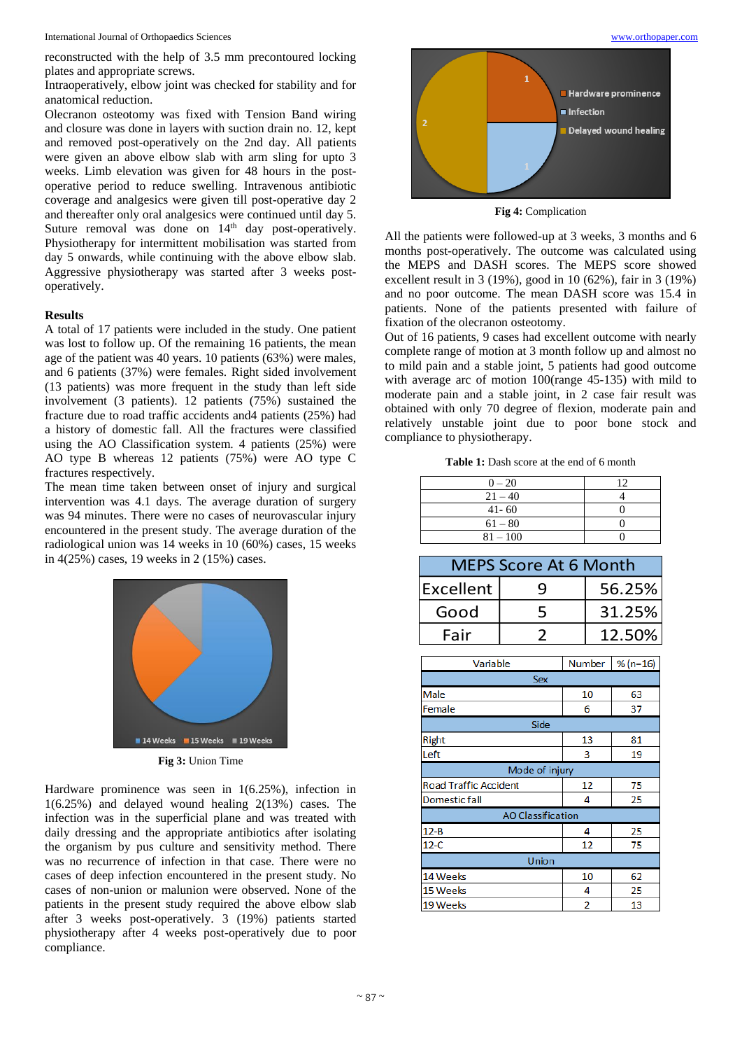reconstructed with the help of 3.5 mm precontoured locking plates and appropriate screws.

Intraoperatively, elbow joint was checked for stability and for anatomical reduction.

Olecranon osteotomy was fixed with Tension Band wiring and closure was done in layers with suction drain no. 12, kept and removed post-operatively on the 2nd day. All patients were given an above elbow slab with arm sling for upto 3 weeks. Limb elevation was given for 48 hours in the post-operative period to reduce swelling. Intravenous antibiotic coverage and analgesics were given till post-operative day 2 and thereafter only oral analgesics were continued until day 5. Suture removal was done on 14th day post-operatively. Physiotherapy for intermittent mobilisation was started from day 5 onwards, while continuing with the above elbow slab. Aggressive physiotherapy was started after 3 weeks post-operatively.

**Results**

A total of 17 patients were included in the study. One patient was lost to follow up. Of the remaining 16 patients, the mean age of the patient was 40 years. 10 patients (63%) were males, and 6 patients (37%) were females. Right sided involvement (13 patients) was more frequent in the study than left side involvement (3 patients). 12 patients (75%) sustained the fracture due to road traffic accidents and4 patients (25%) had a history of domestic fall. All the fractures were classified using the AO Classification system. 4 patients (25%) were AO type B whereas 12 patients (75%) were AO type C fractures respectively.

The mean time taken between onset of injury and surgical intervention was 4.1 days. The average duration of surgery was 94 minutes. There were no cases of neurovascular injury encountered in the present study. The average duration of the radiological union was 14 weeks in 10 (60%) cases, 15 weeks in 4(25%) cases, 19 weeks in 2 (15%) cases.

14 Weeks 15 Weeks 19 Weeks

**Fig 3:** Union Time

Hardware prominence was seen in 1(6.25%), infection in 1(6.25%) and delayed wound healing 2(13%) cases. The infection was in the superficial plane and was treated with daily dressing and the appropriate antibiotics after isolating the organism by pus culture and sensitivity method. There was no recurrence of infection in that case. There were no cases of deep infection encountered in the present study. No cases of non-union or malunion were observed. None of the patients in the present study required the above elbow slab after 3 weeks post-operatively. 3 (19%) patients started physiotherapy after 4 weeks post-operatively due to poor compliance.

Hardware prominence 1, Infection 1, Delayed wound healing 2

**Fig 4:** Complication

All the patients were followed-up at 3 weeks, 3 months and 6 months post-operatively. The outcome was calculated using the MEPS and DASH scores. The MEPS score showed excellent result in 3 (19%), good in 10 (62%), fair in 3 (19%) and no poor outcome. The mean DASH score was 15.4 in patients. None of the patients presented with failure of fixation of the olecranon osteotomy.

Out of 16 patients, 9 cases had excellent outcome with nearly complete range of motion at 3 month follow up and almost no to mild pain and a stable joint, 5 patients had good outcome with average arc of motion 100(range 45-135) with mild to moderate pain and a stable joint, in 2 case fair result was obtained with only 70 degree of flexion, moderate pain and relatively unstable joint due to poor bone stock and compliance to physiotherapy.

**Table 1:** Dash score at the end of 6 month

| | |
|---|---|
| 0 – 20 | 12 |
| 21 – 40 | 4 |
| 41- 60 | 0 |
| 61 – 80 | 0 |
| 81 – 100 | 0 |

| MEPS Score At 6 Month | | |
|---|---|---|
| Excellent | 9 | 56.25% |
| Good | 5 | 31.25% |
| Fair | 2 | 12.50% |

| Variable | Number | % (n=16) |
|---|---|---|
| **Sex** | | |
| Male | 10 | 63 |
| Female | 6 | 37 |
| **Side** | | |
| Right | 13 | 81 |
| Left | 3 | 19 |
| **Mode of injury** | | |
| Road Traffic Accident | 12 | 75 |
| Domestic fall | 4 | 25 |
| **AO Classification** | | |
| 12-B | 4 | 25 |
| 12-C | 12 | 75 |
| **Union** | | |
| 14 Weeks | 10 | 62 |
| 15 Weeks | 4 | 25 |
| 19 Weeks | 2 | 13 |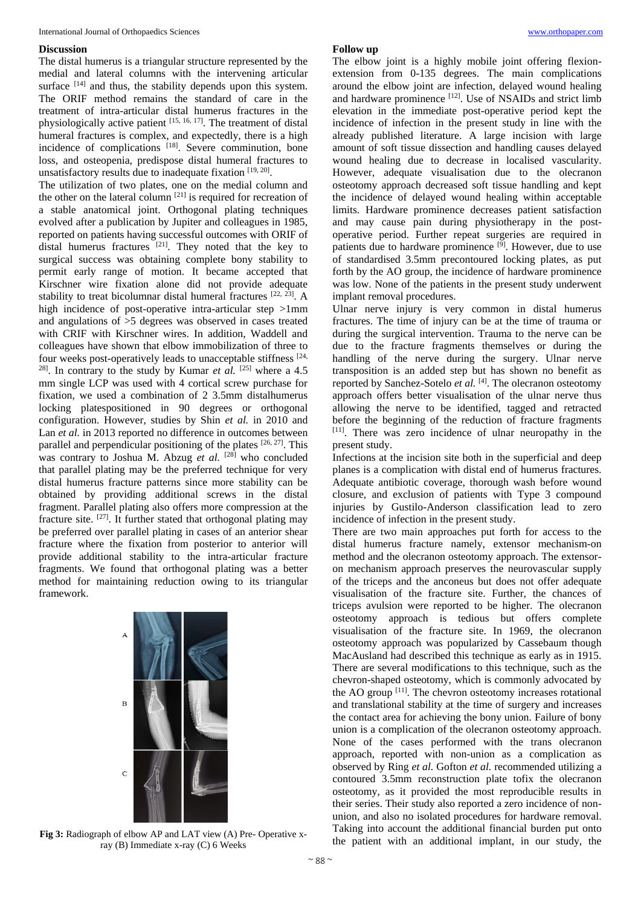## Discussion

The distal humerus is a triangular structure represented by the medial and lateral columns with the intervening articular surface [14] and thus, the stability depends upon this system. The ORIF method remains the standard of care in the treatment of intra-articular distal humerus fractures in the physiologically active patient [15, 16, 17]. The treatment of distal humeral fractures is complex, and expectedly, there is a high incidence of complications [18]. Severe comminution, bone loss, and osteopenia, predispose distal humeral fractures to unsatisfactory results due to inadequate fixation [19, 20].

The utilization of two plates, one on the medial column and the other on the lateral column [21] is required for recreation of a stable anatomical joint. Orthogonal plating techniques evolved after a publication by Jupiter and colleagues in 1985, reported on patients having successful outcomes with ORIF of distal humerus fractures [21]. They noted that the key to surgical success was obtaining complete bony stability to permit early range of motion. It became accepted that Kirschner wire fixation alone did not provide adequate stability to treat bicolumnar distal humeral fractures [22, 23]. A high incidence of post-operative intra-articular step >1mm and angulations of >5 degrees was observed in cases treated with CRIF with Kirschner wires. In addition, Waddell and colleagues have shown that elbow immobilization of three to four weeks post-operatively leads to unacceptable stiffness [24, 28]. In contrary to the study by Kumar *et al.* [25] where a 4.5 mm single LCP was used with 4 cortical screw purchase for fixation, we used a combination of 2 3.5mm distalhumerus locking platespositioned in 90 degrees or orthogonal configuration. However, studies by Shin *et al.* in 2010 and Lan *et al.* in 2013 reported no difference in outcomes between parallel and perpendicular positioning of the plates [26, 27]. This was contrary to Joshua M. Abzug *et al.* [28] who concluded that parallel plating may be the preferred technique for very distal humerus fracture patterns since more stability can be obtained by providing additional screws in the distal fragment. Parallel plating also offers more compression at the fracture site. [27]. It further stated that orthogonal plating may be preferred over parallel plating in cases of an anterior shear fracture where the fixation from posterior to anterior will provide additional stability to the intra-articular fracture fragments. We found that orthogonal plating was a better method for maintaining reduction owing to its triangular framework.

**Fig 3:** Radiograph of elbow AP and LAT view (A) Pre- Operative x-ray (B) Immediate x-ray (C) 6 Weeks

## Follow up

The elbow joint is a highly mobile joint offering flexion-extension from 0-135 degrees. The main complications around the elbow joint are infection, delayed wound healing and hardware prominence [12]. Use of NSAIDs and strict limb elevation in the immediate post-operative period kept the incidence of infection in the present study in line with the already published literature. A large incision with large amount of soft tissue dissection and handling causes delayed wound healing due to decrease in localised vascularity. However, adequate visualisation due to the olecranon osteotomy approach decreased soft tissue handling and kept the incidence of delayed wound healing within acceptable limits. Hardware prominence decreases patient satisfaction and may cause pain during physiotherapy in the post-operative period. Further repeat surgeries are required in patients due to hardware prominence [9]. However, due to use of standardised 3.5mm precontoured locking plates, as put forth by the AO group, the incidence of hardware prominence was low. None of the patients in the present study underwent implant removal procedures.

Ulnar nerve injury is very common in distal humerus fractures. The time of injury can be at the time of trauma or during the surgical intervention. Trauma to the nerve can be due to the fracture fragments themselves or during the handling of the nerve during the surgery. Ulnar nerve transposition is an added step but has shown no benefit as reported by Sanchez-Sotelo *et al.* [4]. The olecranon osteotomy approach offers better visualisation of the ulnar nerve thus allowing the nerve to be identified, tagged and retracted before the beginning of the reduction of fracture fragments [11]. There was zero incidence of ulnar neuropathy in the present study.

Infections at the incision site both in the superficial and deep planes is a complication with distal end of humerus fractures. Adequate antibiotic coverage, thorough wash before wound closure, and exclusion of patients with Type 3 compound injuries by Gustilo-Anderson classification lead to zero incidence of infection in the present study.

There are two main approaches put forth for access to the distal humerus fracture namely, extensor mechanism-on method and the olecranon osteotomy approach. The extensor-on mechanism approach preserves the neurovascular supply of the triceps and the anconeus but does not offer adequate visualisation of the fracture site. Further, the chances of triceps avulsion were reported to be higher. The olecranon osteotomy approach is tedious but offers complete visualisation of the fracture site. In 1969, the olecranon osteotomy approach was popularized by Cassebaum though MacAusland had described this technique as early as in 1915. There are several modifications to this technique, such as the chevron-shaped osteotomy, which is commonly advocated by the AO group [11]. The chevron osteotomy increases rotational and translational stability at the time of surgery and increases the contact area for achieving the bony union. Failure of bony union is a complication of the olecranon osteotomy approach. None of the cases performed with the trans olecranon approach, reported with non-union as a complication as observed by Ring *et al.* Gofton *et al.* recommended utilizing a contoured 3.5mm reconstruction plate tofix the olecranon osteotomy, as it provided the most reproducible results in their series. Their study also reported a zero incidence of non-union, and also no isolated procedures for hardware removal. Taking into account the additional financial burden put onto the patient with an additional implant, in our study, the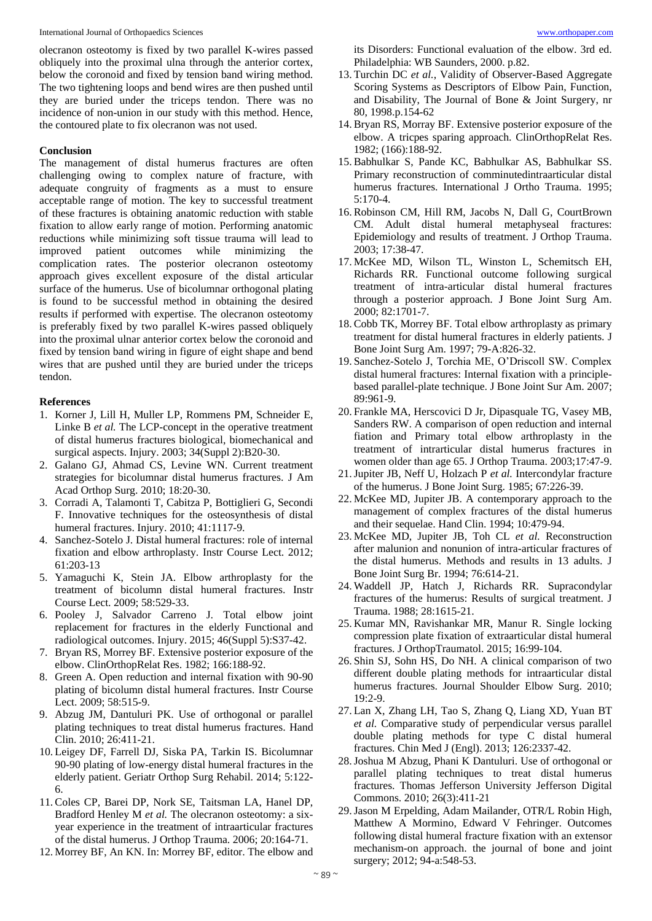olecranon osteotomy is fixed by two parallel K-wires passed obliquely into the proximal ulna through the anterior cortex, below the coronoid and fixed by tension band wiring method. The two tightening loops and bend wires are then pushed until they are buried under the triceps tendon. There was no incidence of non-union in our study with this method. Hence, the contoured plate to fix olecranon was not used.

## Conclusion

The management of distal humerus fractures are often challenging owing to complex nature of fracture, with adequate congruity of fragments as a must to ensure acceptable range of motion. The key to successful treatment of these fractures is obtaining anatomic reduction with stable fixation to allow early range of motion. Performing anatomic reductions while minimizing soft tissue trauma will lead to improved patient outcomes while minimizing the complication rates. The posterior olecranon osteotomy approach gives excellent exposure of the distal articular surface of the humerus. Use of bicolumnar orthogonal plating is found to be successful method in obtaining the desired results if performed with expertise. The olecranon osteotomy is preferably fixed by two parallel K-wires passed obliquely into the proximal ulnar anterior cortex below the coronoid and fixed by tension band wiring in figure of eight shape and bend wires that are pushed until they are buried under the triceps tendon.

## References

1. Korner J, Lill H, Muller LP, Rommens PM, Schneider E, Linke B *et al.* The LCP-concept in the operative treatment of distal humerus fractures biological, biomechanical and surgical aspects. Injury. 2003; 34(Suppl 2):B20-30.
2. Galano GJ, Ahmad CS, Levine WN. Current treatment strategies for bicolumnar distal humerus fractures. J Am Acad Orthop Surg. 2010; 18:20-30.
3. Corradi A, Talamonti T, Cabitza P, Bottiglieri G, Secondi F. Innovative techniques for the osteosynthesis of distal humeral fractures. Injury. 2010; 41:1117-9.
4. Sanchez-Sotelo J. Distal humeral fractures: role of internal fixation and elbow arthroplasty. Instr Course Lect. 2012; 61:203-13
5. Yamaguchi K, Stein JA. Elbow arthroplasty for the treatment of bicolumn distal humeral fractures. Instr Course Lect. 2009; 58:529-33.
6. Pooley J, Salvador Carreno J. Total elbow joint replacement for fractures in the elderly Functional and radiological outcomes. Injury. 2015; 46(Suppl 5):S37-42.
7. Bryan RS, Morrey BF. Extensive posterior exposure of the elbow. ClinOrthopRelat Res. 1982; 166:188-92.
8. Green A. Open reduction and internal fixation with 90-90 plating of bicolumn distal humeral fractures. Instr Course Lect. 2009; 58:515-9.
9. Abzug JM, Dantuluri PK. Use of orthogonal or parallel plating techniques to treat distal humerus fractures. Hand Clin. 2010; 26:411-21.
10. Leigey DF, Farrell DJ, Siska PA, Tarkin IS. Bicolumnar 90-90 plating of low-energy distal humeral fractures in the elderly patient. Geriatr Orthop Surg Rehabil. 2014; 5:122-6.
11. Coles CP, Barei DP, Nork SE, Taitsman LA, Hanel DP, Bradford Henley M *et al.* The olecranon osteotomy: a six-year experience in the treatment of intraarticular fractures of the distal humerus. J Orthop Trauma. 2006; 20:164-71.
12. Morrey BF, An KN. In: Morrey BF, editor. The elbow and its Disorders: Functional evaluation of the elbow. 3rd ed. Philadelphia: WB Saunders, 2000. p.82.
13. Turchin DC *et al.*, Validity of Observer-Based Aggregate Scoring Systems as Descriptors of Elbow Pain, Function, and Disability, The Journal of Bone & Joint Surgery, nr 80, 1998.p.154-62
14. Bryan RS, Morray BF. Extensive posterior exposure of the elbow. A tricpes sparing approach. ClinOrthopRelat Res. 1982; (166):188-92.
15. Babhulkar S, Pande KC, Babhulkar AS, Babhulkar SS. Primary reconstruction of comminutedintraarticular distal humerus fractures. International J Ortho Trauma. 1995; 5:170-4.
16. Robinson CM, Hill RM, Jacobs N, Dall G, CourtBrown CM. Adult distal humeral metaphyseal fractures: Epidemiology and results of treatment. J Orthop Trauma. 2003; 17:38-47.
17. McKee MD, Wilson TL, Winston L, Schemitsch EH, Richards RR. Functional outcome following surgical treatment of intra-articular distal humeral fractures through a posterior approach. J Bone Joint Surg Am. 2000; 82:1701-7.
18. Cobb TK, Morrey BF. Total elbow arthroplasty as primary treatment for distal humeral fractures in elderly patients. J Bone Joint Surg Am. 1997; 79-A:826-32.
19. Sanchez-Sotelo J, Torchia ME, O'Driscoll SW. Complex distal humeral fractures: Internal fixation with a principle-based parallel-plate technique. J Bone Joint Sur Am. 2007; 89:961-9.
20. Frankle MA, Herscovici D Jr, Dipasquale TG, Vasey MB, Sanders RW. A comparison of open reduction and internal fiation and Primary total elbow arthroplasty in the treatment of intrarticular distal humerus fractures in women older than age 65. J Orthop Trauma. 2003;17:47-9.
21. Jupiter JB, Neff U, Holzach P *et al.* Intercondylar fracture of the humerus. J Bone Joint Surg. 1985; 67:226-39.
22. McKee MD, Jupiter JB. A contemporary approach to the management of complex fractures of the distal humerus and their sequelae. Hand Clin. 1994; 10:479-94.
23. McKee MD, Jupiter JB, Toh CL *et al.* Reconstruction after malunion and nonunion of intra-articular fractures of the distal humerus. Methods and results in 13 adults. J Bone Joint Surg Br. 1994; 76:614-21.
24. Waddell JP, Hatch J, Richards RR. Supracondylar fractures of the humerus: Results of surgical treatment. J Trauma. 1988; 28:1615-21.
25. Kumar MN, Ravishankar MR, Manur R. Single locking compression plate fixation of extraarticular distal humeral fractures. J OrthopTraumatol. 2015; 16:99-104.
26. Shin SJ, Sohn HS, Do NH. A clinical comparison of two different double plating methods for intraarticular distal humerus fractures. Journal Shoulder Elbow Surg. 2010; 19:2-9.
27. Lan X, Zhang LH, Tao S, Zhang Q, Liang XD, Yuan BT *et al.* Comparative study of perpendicular versus parallel double plating methods for type C distal humeral fractures. Chin Med J (Engl). 2013; 126:2337-42.
28. Joshua M Abzug, Phani K Dantuluri. Use of orthogonal or parallel plating techniques to treat distal humerus fractures. Thomas Jefferson University Jefferson Digital Commons. 2010; 26(3):411-21
29. Jason M Erpelding, Adam Mailander, OTR/L Robin High, Matthew A Mormino, Edward V Fehringer. Outcomes following distal humeral fracture fixation with an extensor mechanism-on approach. the journal of bone and joint surgery; 2012; 94-a:548-53.